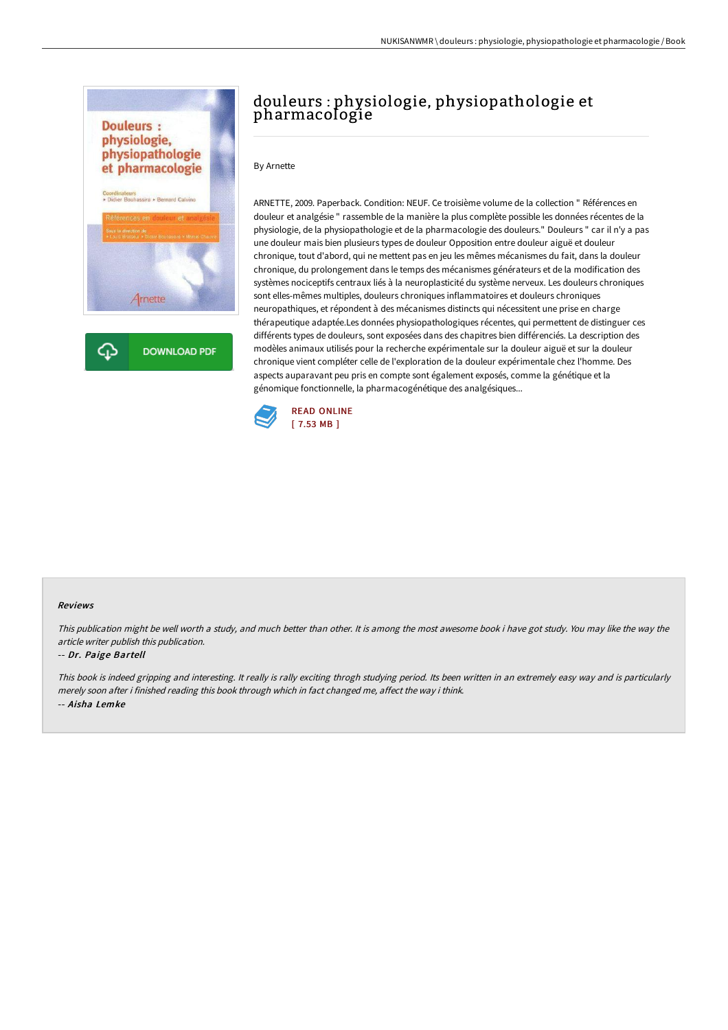# douleurs : physiologie, physiopathologie et pharmacologie

By Arnette

ARNETTE, 2009. Paperback. Condition: NEUF. Ce troisième volume de la collection " Références en douleur et analgésie " rassemble de la manière la plus complète possible les données récentes de la physiologie, de la physiopathologie et de la pharmacologie des douleurs." Douleurs " car il n'y a pas une douleur mais bien plusieurs types de douleur Opposition entre douleur aiguë et douleur chronique, tout d'abord, qui ne mettent pas en jeu les mêmes mécanismes du fait, dans la douleur chronique, du prolongement dans le temps des mécanismes générateurs et de la modification des systèmes nociceptifs centraux liés à la neuroplasticité du système nerveux. Les douleurs chroniques sont elles-mêmes multiples, douleurs chroniques inflammatoires et douleurs chroniques neuropathiques, et répondent à des mécanismes distincts qui nécessitent une prise en charge thérapeutique adaptée.Les données physiopathologiques récentes, qui permettent de distinguer ces différents types de douleurs, sont exposées dans des chapitres bien différenciés. La description des modèles animaux utilisés pour la recherche expérimentale sur la douleur aiguë et sur la douleur chronique vient compléter celle de l'exploration de la douleur expérimentale chez l'homme. Des aspects auparavant peu pris en compte sont également exposés, comme la génétique et la génomique fonctionnelle, la pharmacogénétique des analgésiques...

READ ONLINE
[ 7.53 MB ]

DOWNLOAD PDF

## Reviews

*This publication might be well worth a study, and much better than other. It is among the most awesome book i have got study. You may like the way the article writer publish this publication.*

-- ***Dr. Paige Bartell***

*This book is indeed gripping and interesting. It really is rally exciting throgh studying period. Its been written in an extremely easy way and is particularly merely soon after i finished reading this book through which in fact changed me, affect the way i think.*

-- ***Aisha Lemke***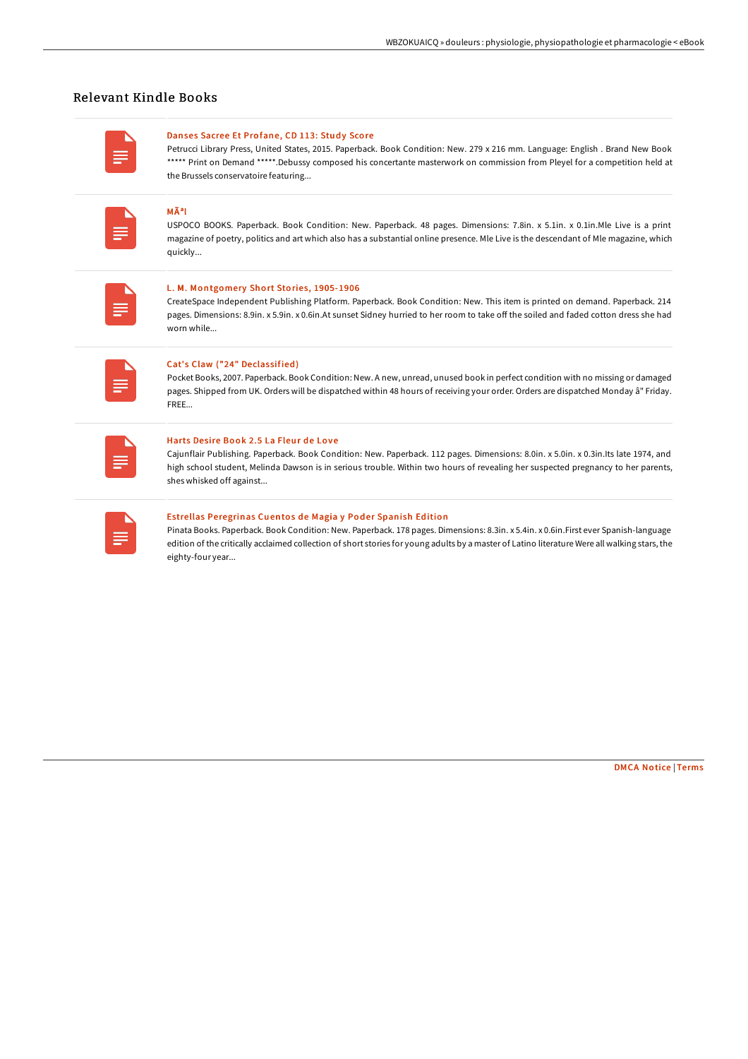## Relevant Kindle Books

### Danses Sacree Et Profane, CD 113: Study Score

Petrucci Library Press, United States, 2015. Paperback. Book Condition: New. 279 x 216 mm. Language: English . Brand New Book ***** Print on Demand *****.Debussy composed his concertante masterwork on commission from Pleyel for a competition held at the Brussels conservatoire featuring...

### MÃªl

USPOCO BOOKS. Paperback. Book Condition: New. Paperback. 48 pages. Dimensions: 7.8in. x 5.1in. x 0.1in.Mle Live is a print magazine of poetry, politics and art which also has a substantial online presence. Mle Live is the descendant of Mle magazine, which quickly...

### L. M. Montgomery Short Stories, 1905-1906

CreateSpace Independent Publishing Platform. Paperback. Book Condition: New. This item is printed on demand. Paperback. 214 pages. Dimensions: 8.9in. x 5.9in. x 0.6in.At sunset Sidney hurried to her room to take off the soiled and faded cotton dress she had worn while...

### Cat's Claw ("24" Declassified)

Pocket Books, 2007. Paperback. Book Condition: New. A new, unread, unused book in perfect condition with no missing or damaged pages. Shipped from UK. Orders will be dispatched within 48 hours of receiving your order. Orders are dispatched Monday â" Friday. FREE...

### Harts Desire Book 2.5 La Fleur de Love

Cajunflair Publishing. Paperback. Book Condition: New. Paperback. 112 pages. Dimensions: 8.0in. x 5.0in. x 0.3in.Its late 1974, and high school student, Melinda Dawson is in serious trouble. Within two hours of revealing her suspected pregnancy to her parents, shes whisked off against...

### Estrellas Peregrinas Cuentos de Magia y Poder Spanish Edition

Pinata Books. Paperback. Book Condition: New. Paperback. 178 pages. Dimensions: 8.3in. x 5.4in. x 0.6in.First ever Spanish-language edition of the critically acclaimed collection of short stories for young adults by a master of Latino literature Were all walking stars, the eighty-four year...